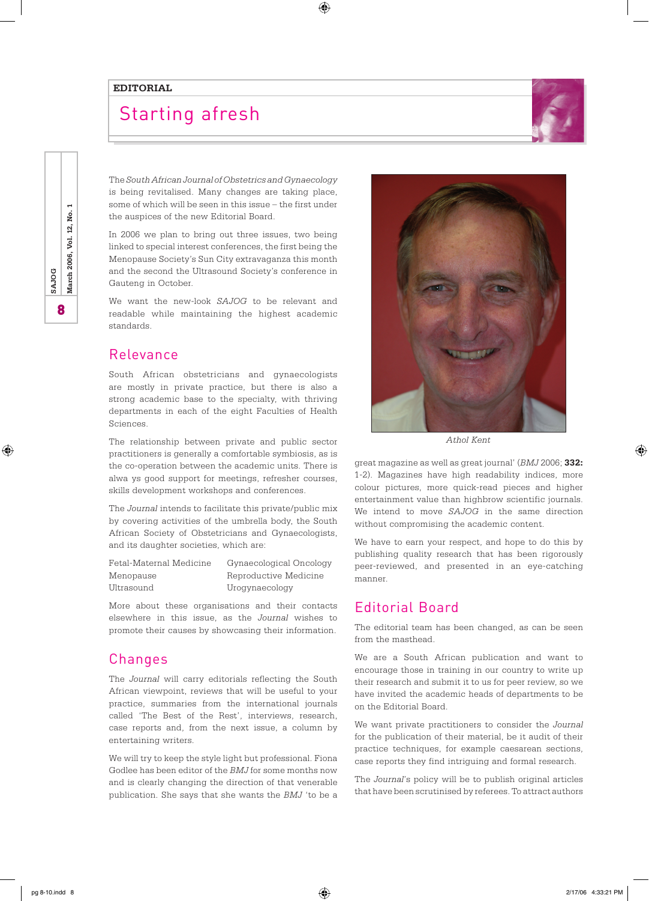EDITORIAL

# Starting afresh

The *South African Journal of Obstetrics and Gynaecology* is being revitalised. Many changes are taking place, some of which will be seen in this issue – the first under the auspices of the new Editorial Board.

In 2006 we plan to bring out three issues, two being linked to special interest conferences, the first being the Menopause Society's Sun City extravaganza this month and the second the Ultrasound Society's conference in Gauteng in October.

We want the new-look *SAJOG* to be relevant and readable while maintaining the highest academic standards.

## Relevance

South African obstetricians and gynaecologists are mostly in private practice, but there is also a strong academic base to the specialty, with thriving departments in each of the eight Faculties of Health Sciences.

The relationship between private and public sector practitioners is generally a comfortable symbiosis, as is the co-operation between the academic units. There is alwa ys good support for meetings, refresher courses, skills development workshops and conferences.

The *Journal* intends to facilitate this private/public mix by covering activities of the umbrella body, the South African Society of Obstetricians and Gynaecologists, and its daughter societies, which are:

| | |
|---|---|
| Fetal-Maternal Medicine | Gynaecological Oncology |
| Menopause | Reproductive Medicine |
| Ultrasound | Urogynaecology |

More about these organisations and their contacts elsewhere in this issue, as the *Journal* wishes to promote their causes by showcasing their information.

## Changes

The *Journal* will carry editorials reflecting the South African viewpoint, reviews that will be useful to your practice, summaries from the international journals called 'The Best of the Rest', interviews, research, case reports and, from the next issue, a column by entertaining writers.

We will try to keep the style light but professional. Fiona Godlee has been editor of the *BMJ* for some months now and is clearly changing the direction of that venerable publication. She says that she wants the *BMJ* 'to be a great magazine as well as great journal' (*BMJ* 2006; **332:** 1-2). Magazines have high readability indices, more colour pictures, more quick-read pieces and higher entertainment value than highbrow scientific journals. We intend to move *SAJOG* in the same direction without compromising the academic content.

*Athol Kent*

We have to earn your respect, and hope to do this by publishing quality research that has been rigorously peer-reviewed, and presented in an eye-catching manner.

## Editorial Board

The editorial team has been changed, as can be seen from the masthead.

We are a South African publication and want to encourage those in training in our country to write up their research and submit it to us for peer review, so we have invited the academic heads of departments to be on the Editorial Board.

We want private practitioners to consider the *Journal* for the publication of their material, be it audit of their practice techniques, for example caesarean sections, case reports they find intriguing and formal research.

The *Journal*'s policy will be to publish original articles that have been scrutinised by referees. To attract authors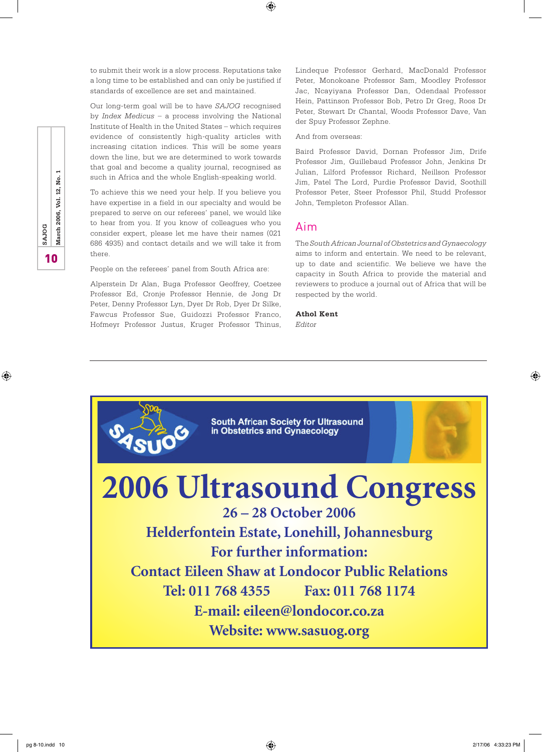to submit their work is a slow process. Reputations take a long time to be established and can only be justified if standards of excellence are set and maintained.

Our long-term goal will be to have *SAJOG* recognised by *Index Medicus* – a process involving the National Institute of Health in the United States – which requires evidence of consistently high-quality articles with increasing citation indices. This will be some years down the line, but we are determined to work towards that goal and become a quality journal, recognised as such in Africa and the whole English-speaking world.

To achieve this we need your help. If you believe you have expertise in a field in our specialty and would be prepared to serve on our referees' panel, we would like to hear from you. If you know of colleagues who you consider expert, please let me have their names (021 686 4935) and contact details and we will take it from there.

People on the referees' panel from South Africa are:

Alperstein Dr Alan, Buga Professor Geoffrey, Coetzee Professor Ed, Cronje Professor Hennie, de Jong Dr Peter, Denny Professor Lyn, Dyer Dr Rob, Dyer Dr Silke, Fawcus Professor Sue, Guidozzi Professor Franco, Hofmeyr Professor Justus, Kruger Professor Thinus, Lindeque Professor Gerhard, MacDonald Professor Peter, Monokoane Professor Sam, Moodley Professor Jac, Ncayiyana Professor Dan, Odendaal Professor Hein, Pattinson Professor Bob, Petro Dr Greg, Roos Dr Peter, Stewart Dr Chantal, Woods Professor Dave, Van der Spuy Professor Zephne.

And from overseas:

Baird Professor David, Dornan Professor Jim, Drife Professor Jim, Guillebaud Professor John, Jenkins Dr Julian, Lilford Professor Richard, Neillson Professor Jim, Patel The Lord, Purdie Professor David, Soothill Professor Peter, Steer Professor Phil, Studd Professor John, Templeton Professor Allan.

## Aim

The *South African Journal of Obstetrics and Gynaecology* aims to inform and entertain. We need to be relevant, up to date and scientific. We believe we have the capacity in South Africa to provide the material and reviewers to produce a journal out of Africa that will be respected by the world.

**Athol Kent**
*Editor*

---

SASUOG

South African Society for Ultrasound in Obstetrics and Gynaecology

# 2006 Ultrasound Congress

**26 – 28 October 2006**

**Helderfontein Estate, Lonehill, Johannesburg**

**For further information:**

**Contact Eileen Shaw at Londocor Public Relations**

**Tel: 011 768 4355 Fax: 011 768 1174**

**E-mail: eileen@londocor.co.za**

**Website: www.sasuog.org**